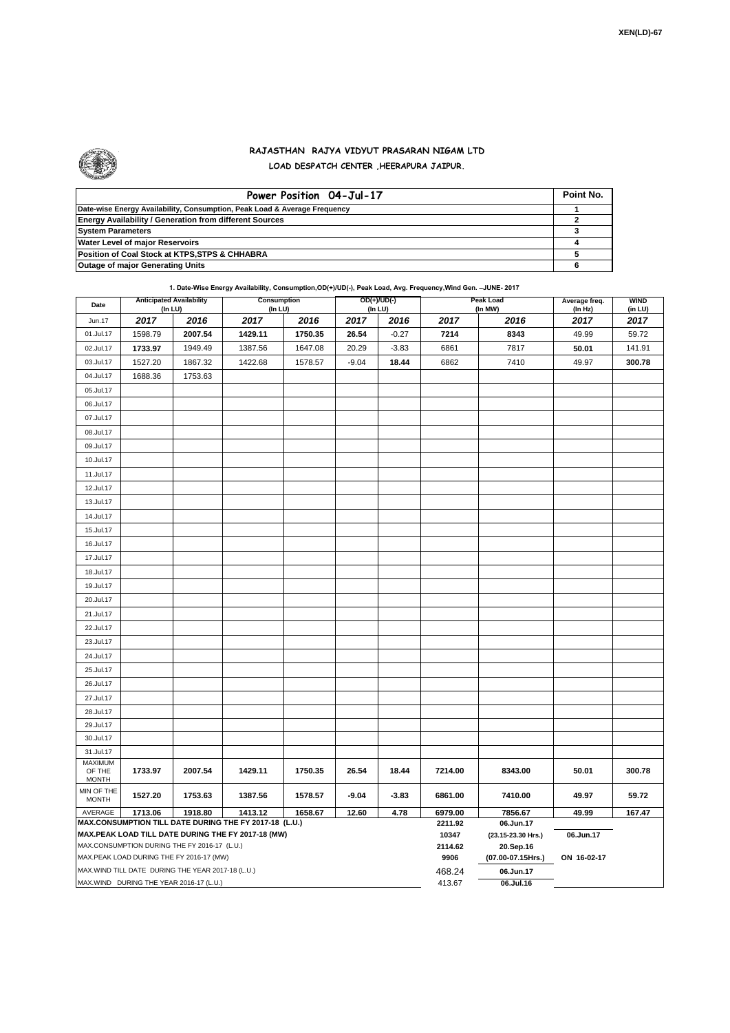XEN(LD)-67

# RAJASTHAN RAJYA VIDYUT PRASARAN NIGAM LTD

## LOAD DESPATCH CENTER ,HEERAPURA JAIPUR.

| Power Position 04-Jul-17 | Point No. |
|---|---|
| Date-wise Energy Availability, Consumption, Peak Load & Average Frequency | 1 |
| Energy Availability / Generation from different Sources | 2 |
| System Parameters | 3 |
| Water Level of major Reservoirs | 4 |
| Position of Coal Stock at KTPS,STPS & CHHABRA | 5 |
| Outage of major Generating Units | 6 |

**1. Date-Wise Energy Availability, Consumption,OD(+)/UD(-), Peak Load, Avg. Frequency,Wind Gen. –JUNE- 2017**

| Date | Anticipated Availability (In LU) | | Consumption (In LU) | | OD(+)/UD(-) (In LU) | | Peak Load (In MW) | | Average freq. (In Hz) | WIND (in LU) |
|---|---|---|---|---|---|---|---|---|---|---|
| Jun.17 | 2017 | 2016 | 2017 | 2016 | 2017 | 2016 | 2017 | 2016 | 2017 | 2017 |
| 01.Jul.17 | 1598.79 | 2007.54 | 1429.11 | 1750.35 | 26.54 | -0.27 | 7214 | 8343 | 49.99 | 59.72 |
| 02.Jul.17 | 1733.97 | 1949.49 | 1387.56 | 1647.08 | 20.29 | -3.83 | 6861 | 7817 | 50.01 | 141.91 |
| 03.Jul.17 | 1527.20 | 1867.32 | 1422.68 | 1578.57 | -9.04 | 18.44 | 6862 | 7410 | 49.97 | 300.78 |
| 04.Jul.17 | 1688.36 | 1753.63 | | | | | | | | |
| 05.Jul.17 | | | | | | | | | | |
| 06.Jul.17 | | | | | | | | | | |
| 07.Jul.17 | | | | | | | | | | |
| 08.Jul.17 | | | | | | | | | | |
| 09.Jul.17 | | | | | | | | | | |
| 10.Jul.17 | | | | | | | | | | |
| 11.Jul.17 | | | | | | | | | | |
| 12.Jul.17 | | | | | | | | | | |
| 13.Jul.17 | | | | | | | | | | |
| 14.Jul.17 | | | | | | | | | | |
| 15.Jul.17 | | | | | | | | | | |
| 16.Jul.17 | | | | | | | | | | |
| 17.Jul.17 | | | | | | | | | | |
| 18.Jul.17 | | | | | | | | | | |
| 19.Jul.17 | | | | | | | | | | |
| 20.Jul.17 | | | | | | | | | | |
| 21.Jul.17 | | | | | | | | | | |
| 22.Jul.17 | | | | | | | | | | |
| 23.Jul.17 | | | | | | | | | | |
| 24.Jul.17 | | | | | | | | | | |
| 25.Jul.17 | | | | | | | | | | |
| 26.Jul.17 | | | | | | | | | | |
| 27.Jul.17 | | | | | | | | | | |
| 28.Jul.17 | | | | | | | | | | |
| 29.Jul.17 | | | | | | | | | | |
| 30.Jul.17 | | | | | | | | | | |
| 31.Jul.17 | | | | | | | | | | |
| MAXIMUM OF THE MONTH | 1733.97 | 2007.54 | 1429.11 | 1750.35 | 26.54 | 18.44 | 7214.00 | 8343.00 | 50.01 | 300.78 |
| MIN OF THE MONTH | 1527.20 | 1753.63 | 1387.56 | 1578.57 | -9.04 | -3.83 | 6861.00 | 7410.00 | 49.97 | 59.72 |
| AVERAGE | 1713.06 | 1918.80 | 1413.12 | 1658.67 | 12.60 | 4.78 | 6979.00 | 7856.67 | 49.99 | 167.47 |
| MAX.CONSUMPTION TILL DATE DURING THE FY 2017-18 (L.U.) | | | | | | | 2211.92 | 06.Jun.17 | | |
| MAX.PEAK LOAD TILL DATE DURING THE FY 2017-18 (MW) | | | | | | | 10347 | (23.15-23.30 Hrs.) | 06.Jun.17 | |
| MAX.CONSUMPTION DURING THE FY 2016-17 (L.U.) | | | | | | | 2114.62 | 20.Sep.16 | | |
| MAX.PEAK LOAD DURING THE FY 2016-17 (MW) | | | | | | | 9906 | (07.00-07.15Hrs.) | ON 16-02-17 | |
| MAX.WIND TILL DATE DURING THE YEAR 2017-18 (L.U.) | | | | | | | 468.24 | 06.Jun.17 | | |
| MAX.WIND DURING THE YEAR 2016-17 (L.U.) | | | | | | | 413.67 | 06.Jul.16 | | |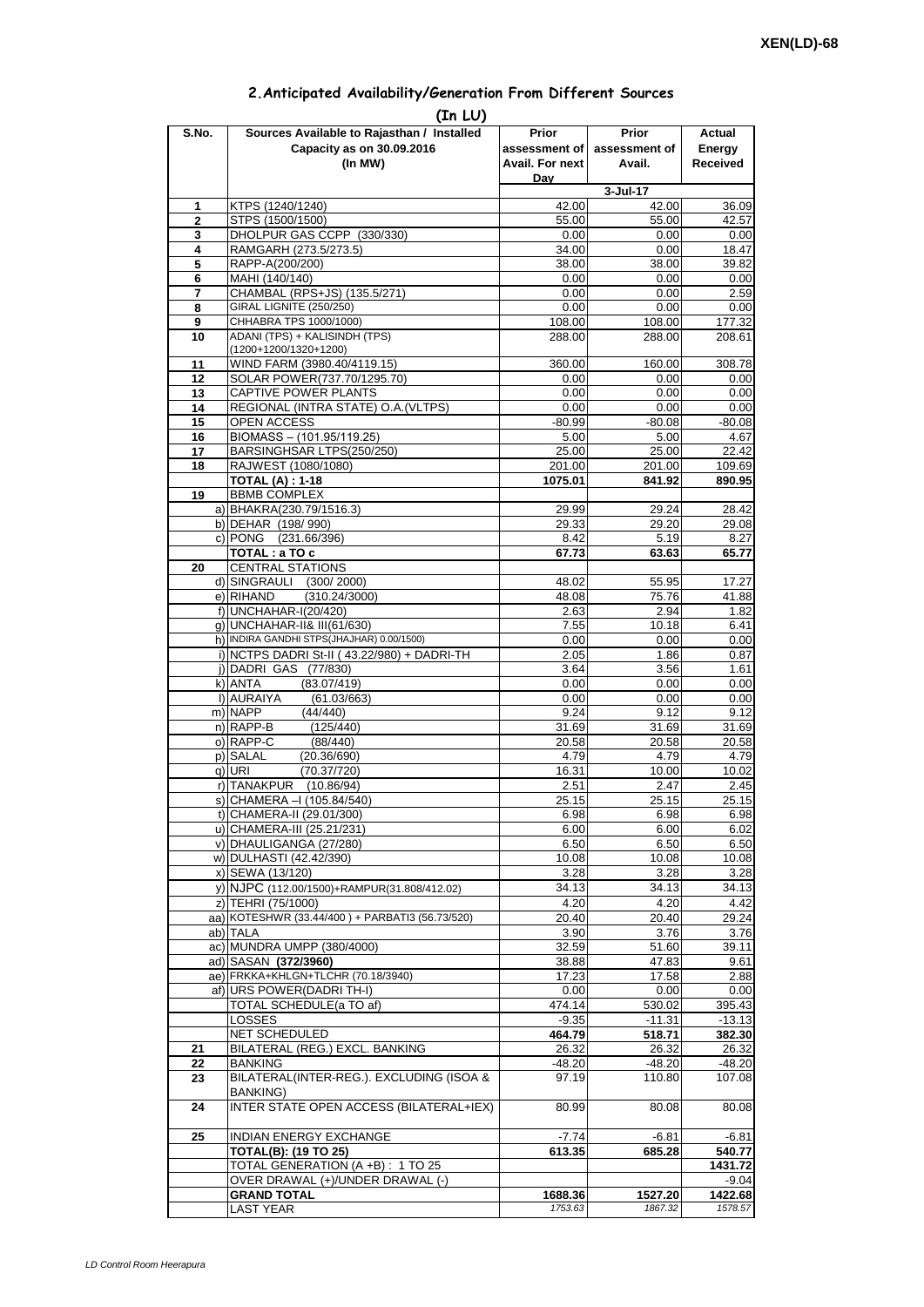XEN(LD)-68

## 2.Anticipated Availability/Generation From Different Sources

(In LU)

| S.No. | Sources Available to Rajasthan / Installed Capacity as on 30.09.2016 (In MW) | Prior assessment of Avail. For next Day | Prior assessment of Avail. | Actual Energy Received |
|---|---|---|---|---|
| | | | 3-Jul-17 | |
| 1 | KTPS (1240/1240) | 42.00 | 42.00 | 36.09 |
| 2 | STPS (1500/1500) | 55.00 | 55.00 | 42.57 |
| 3 | DHOLPUR GAS CCPP (330/330) | 0.00 | 0.00 | 0.00 |
| 4 | RAMGARH (273.5/273.5) | 34.00 | 0.00 | 18.47 |
| 5 | RAPP-A(200/200) | 38.00 | 38.00 | 39.82 |
| 6 | MAHI (140/140) | 0.00 | 0.00 | 0.00 |
| 7 | CHAMBAL (RPS+JS) (135.5/271) | 0.00 | 0.00 | 2.59 |
| 8 | GIRAL LIGNITE (250/250) | 0.00 | 0.00 | 0.00 |
| 9 | CHHABRA TPS 1000/1000) | 108.00 | 108.00 | 177.32 |
| 10 | ADANI (TPS) + KALISINDH (TPS) (1200+1200/1320+1200) | 288.00 | 288.00 | 208.61 |
| 11 | WIND FARM (3980.40/4119.15) | 360.00 | 160.00 | 308.78 |
| 12 | SOLAR POWER(737.70/1295.70) | 0.00 | 0.00 | 0.00 |
| 13 | CAPTIVE POWER PLANTS | 0.00 | 0.00 | 0.00 |
| 14 | REGIONAL (INTRA STATE) O.A.(VLTPS) | 0.00 | 0.00 | 0.00 |
| 15 | OPEN ACCESS | -80.99 | -80.08 | -80.08 |
| 16 | BIOMASS – (101.95/119.25) | 5.00 | 5.00 | 4.67 |
| 17 | BARSINGHSAR LTPS(250/250) | 25.00 | 25.00 | 22.42 |
| 18 | RAJWEST (1080/1080) | 201.00 | 201.00 | 109.69 |
| | **TOTAL (A) : 1-18** | **1075.01** | **841.92** | **890.95** |
| 19 | BBMB COMPLEX | | | |
| | a) BHAKRA(230.79/1516.3) | 29.99 | 29.24 | 28.42 |
| | b) DEHAR (198/ 990) | 29.33 | 29.20 | 29.08 |
| | c) PONG (231.66/396) | 8.42 | 5.19 | 8.27 |
| | **TOTAL : a TO c** | **67.73** | **63.63** | **65.77** |
| 20 | CENTRAL STATIONS | | | |
| | d) SINGRAULI (300/ 2000) | 48.02 | 55.95 | 17.27 |
| | e) RIHAND (310.24/3000) | 48.08 | 75.76 | 41.88 |
| | f) UNCHAHAR-I(20/420) | 2.63 | 2.94 | 1.82 |
| | g) UNCHAHAR-II& III(61/630) | 7.55 | 10.18 | 6.41 |
| | h) INDIRA GANDHI STPS(JHAJHAR) 0.00/1500) | 0.00 | 0.00 | 0.00 |
| | i) NCTPS DADRI St-II ( 43.22/980) + DADRI-TH | 2.05 | 1.86 | 0.87 |
| | j) DADRI GAS (77/830) | 3.64 | 3.56 | 1.61 |
| | k) ANTA (83.07/419) | 0.00 | 0.00 | 0.00 |
| | l) AURAIYA (61.03/663) | 0.00 | 0.00 | 0.00 |
| | m) NAPP (44/440) | 9.24 | 9.12 | 9.12 |
| | n) RAPP-B (125/440) | 31.69 | 31.69 | 31.69 |
| | o) RAPP-C (88/440) | 20.58 | 20.58 | 20.58 |
| | p) SALAL (20.36/690) | 4.79 | 4.79 | 4.79 |
| | q) URI (70.37/720) | 16.31 | 10.00 | 10.02 |
| | r) TANAKPUR (10.86/94) | 2.51 | 2.47 | 2.45 |
| | s) CHAMERA –I (105.84/540) | 25.15 | 25.15 | 25.15 |
| | t) CHAMERA-II (29.01/300) | 6.98 | 6.98 | 6.98 |
| | u) CHAMERA-III (25.21/231) | 6.00 | 6.00 | 6.02 |
| | v) DHAULIGANGA (27/280) | 6.50 | 6.50 | 6.50 |
| | w) DULHASTI (42.42/390) | 10.08 | 10.08 | 10.08 |
| | x) SEWA (13/120) | 3.28 | 3.28 | 3.28 |
| | y) NJPC (112.00/1500)+RAMPUR(31.808/412.02) | 34.13 | 34.13 | 34.13 |
| | z) TEHRI (75/1000) | 4.20 | 4.20 | 4.42 |
| | aa) KOTESHWR (33.44/400 ) + PARBATI3 (56.73/520) | 20.40 | 20.40 | 29.24 |
| | ab) TALA | 3.90 | 3.76 | 3.76 |
| | ac) MUNDRA UMPP (380/4000) | 32.59 | 51.60 | 39.11 |
| | ad) SASAN **(372/3960)** | 38.88 | 47.83 | 9.61 |
| | ae) FRKKA+KHLGN+TLCHR (70.18/3940) | 17.23 | 17.58 | 2.88 |
| | af) URS POWER(DADRI TH-I) | 0.00 | 0.00 | 0.00 |
| | TOTAL SCHEDULE(a TO af) | 474.14 | 530.02 | 395.43 |
| | LOSSES | -9.35 | -11.31 | -13.13 |
| | NET SCHEDULED | **464.79** | **518.71** | **382.30** |
| 21 | BILATERAL (REG.) EXCL. BANKING | 26.32 | 26.32 | 26.32 |
| 22 | BANKING | -48.20 | -48.20 | -48.20 |
| 23 | BILATERAL(INTER-REG.). EXCLUDING (ISOA & BANKING) | 97.19 | 110.80 | 107.08 |
| 24 | INTER STATE OPEN ACCESS (BILATERAL+IEX) | 80.99 | 80.08 | 80.08 |
| 25 | INDIAN ENERGY EXCHANGE | -7.74 | -6.81 | -6.81 |
| | **TOTAL(B): (19 TO 25)** | **613.35** | **685.28** | **540.77** |
| | TOTAL GENERATION (A +B) : 1 TO 25 | | | **1431.72** |
| | OVER DRAWAL (+)/UNDER DRAWAL (-) | | | -9.04 |
| | **GRAND TOTAL** | **1688.36** | **1527.20** | **1422.68** |
| | LAST YEAR | *1753.63* | *1867.32* | *1578.57* |

*LD Control Room Heerapura*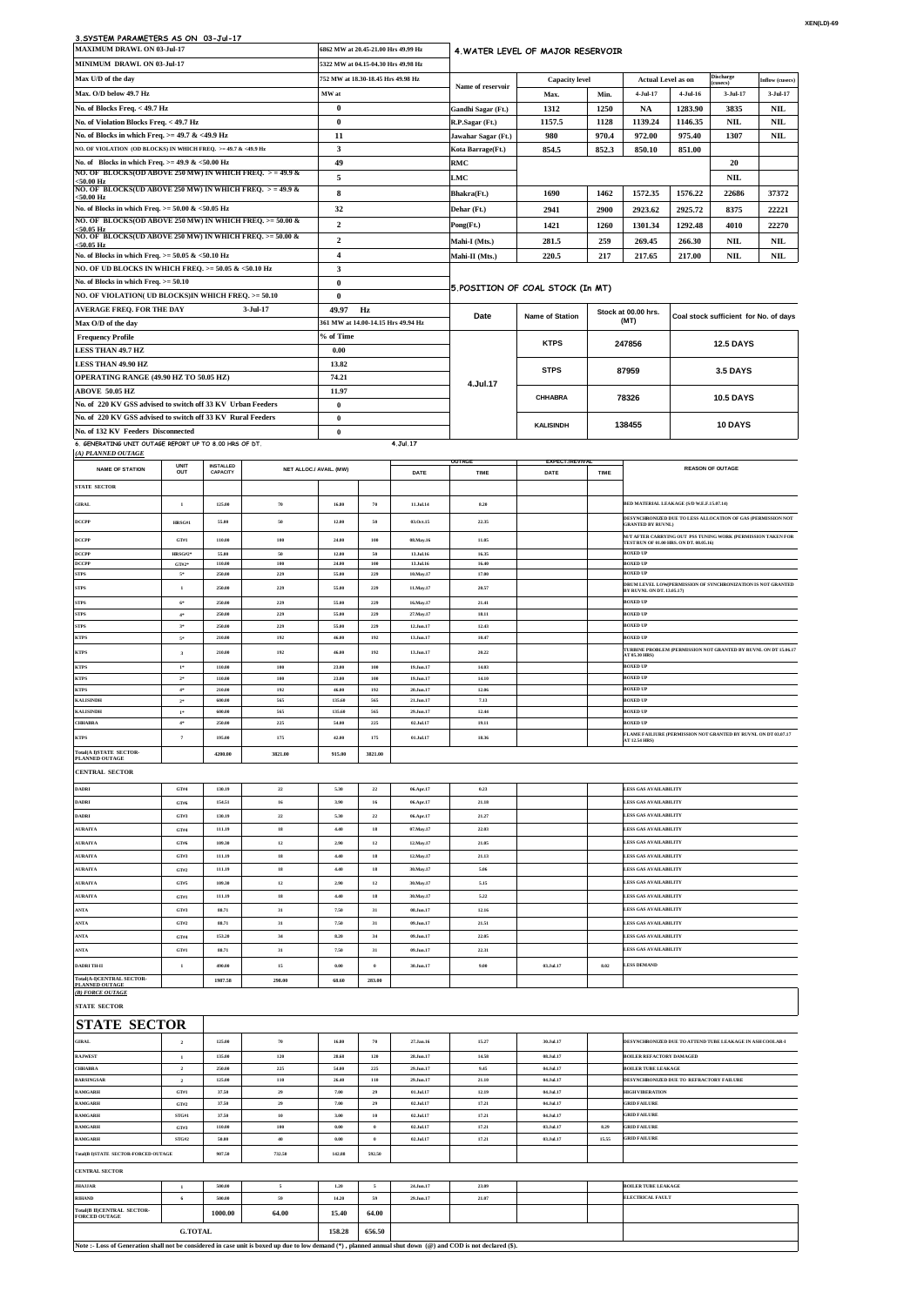## 3.SYSTEM PARAMETERS AS ON 03-Jul-17

| | |
|---|---|
| MAXIMUM DRAWL ON 03-Jul-17 | 6862 MW at 20.45-21.00 Hrs 49.99 Hz |
| MINIMUM DRAWL ON 03-Jul-17 | 5322 MW at 04.15-04.30 Hrs 49.98 Hz |
| Max U/D of the day | 752 MW at 18.30-18.45 Hrs 49.98 Hz |
| Max. O/D below 49.7 Hz | MW at |
| No. of Blocks Freq. < 49.7 Hz | 0 |
| No. of Violation Blocks Freq. < 49.7 Hz | 0 |
| No. of Blocks in which Freq. >= 49.7 & <49.9 Hz | 11 |
| NO. OF VIOLATION (OD BLOCKS) IN WHICH FREQ. >= 49.7 & <49.9 Hz | 3 |
| No. of Blocks in which Freq. >= 49.9 & <50.00 Hz | 49 |
| NO. OF BLOCKS(OD ABOVE 250 MW) IN WHICH FREQ. > = 49.9 & <50.00 Hz | 5 |
| NO. OF BLOCKS(UD ABOVE 250 MW) IN WHICH FREQ. > = 49.9 & <50.00 Hz | 8 |
| No. of Blocks in which Freq. >= 50.00 & <50.05 Hz | 32 |
| NO. OF BLOCKS(OD ABOVE 250 MW) IN WHICH FREQ. >= 50.00 & <50.05 Hz | 2 |
| NO. OF BLOCKS(UD ABOVE 250 MW) IN WHICH FREQ. >= 50.00 & <50.05 Hz | 2 |
| No. of Blocks in which Freq. >= 50.05 & <50.10 Hz | 4 |
| NO. OF UD BLOCKS IN WHICH FREQ. >= 50.05 & <50.10 Hz | 3 |
| No. of Blocks in which Freq. >= 50.10 | 0 |
| NO. OF VIOLATION( UD BLOCKS)IN WHICH FREQ. >= 50.10 | 0 |
| AVERAGE FREQ. FOR THE DAY 3-Jul-17 | 49.97 Hz |
| Max O/D of the day | 361 MW at 14.00-14.15 Hrs 49.94 Hz |
| Frequency Profile | % of Time |
| LESS THAN 49.7 HZ | 0.00 |
| LESS THAN 49.90 HZ | 13.82 |
| OPERATING RANGE (49.90 HZ TO 50.05 HZ) | 74.21 |
| ABOVE 50.05 HZ | 11.97 |
| No. of 220 KV GSS advised to switch off 33 KV Urban Feeders | 0 |
| No. of 220 KV GSS advised to switch off 33 KV Rural Feeders | 0 |
| No. of 132 KV Feeders Disconnected | 0 |

## 4.WATER LEVEL OF MAJOR RESERVOIR

| Name of reservoir | Capacity level Max. | Capacity level Min. | Actual Level as on 4-Jul-17 | Actual Level as on 4-Jul-16 | Discharge (cusecs) 3-Jul-17 | Inflow (cusecs) 3-Jul-17 |
|---|---|---|---|---|---|---|
| Gandhi Sagar (Ft.) | 1312 | 1250 | NA | 1283.90 | 3835 | NIL |
| R.P.Sagar (Ft.) | 1157.5 | 1128 | 1139.24 | 1146.35 | NIL | NIL |
| Jawahar Sagar (Ft.) | 980 | 970.4 | 972.00 | 975.40 | 1307 | NIL |
| Kota Barrage(Ft.) | 854.5 | 852.3 | 850.10 | 851.00 | | |
| RMC | | | | | 20 | |
| LMC | | | | | NIL | |
| Bhakra(Ft.) | 1690 | 1462 | 1572.35 | 1576.22 | 22686 | 37372 |
| Dehar (Ft.) | 2941 | 2900 | 2923.62 | 2925.72 | 8375 | 22221 |
| Pong(Ft.) | 1421 | 1260 | 1301.34 | 1292.48 | 4010 | 22270 |
| Mahi-I (Mts.) | 281.5 | 259 | 269.45 | 266.30 | NIL | NIL |
| Mahi-II (Mts.) | 220.5 | 217 | 217.65 | 217.00 | NIL | NIL |

## 5.POSITION OF COAL STOCK (In MT)

| Date | Name of Station | Stock at 00.00 hrs. (MT) | Coal stock sufficient for No. of days |
|---|---|---|---|
| 4.Jul.17 | KTPS | 247856 | 12.5 DAYS |
| | STPS | 87959 | 3.5 DAYS |
| | CHHABRA | 78326 | 10.5 DAYS |
| | KALISINDH | 138455 | 10 DAYS |

## 6. GENERATING UNIT OUTAGE REPORT UP TO 8.00 HRS OF DT. 4.Jul.17

*(A) PLANNED OUTAGE*

| NAME OF STATION | UNIT OUT | INSTALLED CAPACITY | NET ALLOC./ AVAIL. (MW) | | | OUTAGE DATE | OUTAGE TIME | EXPECT./REVIVAL DATE | EXPECT./REVIVAL TIME | REASON OF OUTAGE |
|---|---|---|---|---|---|---|---|---|---|---|
| **STATE SECTOR** | | | | | | | | | | |
| GIRAL | 1 | 125.00 | 70 | 16.80 | 70 | 11.Jul.14 | 8.20 | | | BED MATERIAL LEAKAGE (S/D W.E.F.15.07.14) |
| DCCPP | HRSG#1 | 55.00 | 50 | 12.00 | 50 | 03.Oct.15 | 22.35 | | | DESYNCHRONIZED DUE TO LESS ALLOCATION OF GAS (PERMISSION NOT GRANTED BY RUVNL) |
| DCCPP | GT#1 | 110.00 | 100 | 24.00 | 100 | 08.May.16 | 11.05 | | | M/T AFTER CARRYING OUT PSS TUNING WORK (PERMISSION TAKEN FOR TEST RUN OF 01.00 HRS. ON DT. 08.05.16) |
| DCCPP | HRSG#2* | 55.00 | 50 | 12.00 | 50 | 13.Jul.16 | 16.35 | | | BOXED UP |
| DCCPP | GT#2* | 110.00 | 100 | 24.00 | 100 | 13.Jul.16 | 16.40 | | | BOXED UP |
| STPS | 5* | 250.00 | 229 | 55.00 | 229 | 10.May.17 | 17.00 | | | BOXED UP |
| STPS | 1 | 250.00 | 229 | 55.00 | 229 | 11.May.17 | 20.57 | | | DRUM LEVEL LOW(PERMISSION OF SYNCHRONIZATION IS NOT GRANTED BY RUVNL ON DT. 13.05.17) |
| STPS | 6* | 250.00 | 229 | 55.00 | 229 | 16.May.17 | 21.41 | | | BOXED UP |
| STPS | 4* | 250.00 | 229 | 55.00 | 229 | 27.May.17 | 18.11 | | | BOXED UP |
| STPS | 3* | 250.00 | 229 | 55.00 | 229 | 12.Jun.17 | 12.43 | | | BOXED UP |
| KTPS | 5* | 210.00 | 192 | 46.00 | 192 | 13.Jun.17 | 10.47 | | | BOXED UP |
| KTPS | 3 | 210.00 | 192 | 46.00 | 192 | 13.Jun.17 | 20.22 | | | TURBINE PROBLEM (PERMISSION NOT GRANTED BY RUVNL ON DT 15.06.17 AT 05.30 HRS) |
| KTPS | 1* | 110.00 | 100 | 23.00 | 100 | 19.Jun.17 | 14.03 | | | BOXED UP |
| KTPS | 2* | 110.00 | 100 | 23.00 | 100 | 19.Jun.17 | 14.10 | | | BOXED UP |
| KTPS | 4* | 210.00 | 192 | 46.00 | 192 | 20.Jun.17 | 12.06 | | | BOXED UP |
| KALISINDH | 2* | 600.00 | 565 | 135.60 | 565 | 21.Jun.17 | 7.13 | | | BOXED UP |
| KALISINDH | 1* | 600.00 | 565 | 135.60 | 565 | 29.Jun.17 | 12.44 | | | BOXED UP |
| CHHABRA | 4* | 250.00 | 225 | 54.00 | 225 | 02.Jul.17 | 19.11 | | | BOXED UP |
| KTPS | 7 | 195.00 | 175 | 42.00 | 175 | 01.Jul.17 | 18.36 | | | FLAME FAILURE (PERMISSION NOT GRANTED BY RUVNL ON DT 03.07.17 AT 12.54 HRS) |
| Total(A I)STATE SECTOR-PLANNED OUTAGE | | 4200.00 | 3821.00 | 915.00 | 3821.00 | | | | | |
| **CENTRAL SECTOR** | | | | | | | | | | |
| DADRI | GT#4 | 130.19 | 22 | 5.30 | 22 | 06.Apr.17 | 0.23 | | | LESS GAS AVAILABILITY |
| DADRI | GT#6 | 154.51 | 16 | 3.90 | 16 | 06.Apr.17 | 21.18 | | | LESS GAS AVAILABILITY |
| DADRI | GT#3 | 130.19 | 22 | 5.30 | 22 | 06.Apr.17 | 21.27 | | | LESS GAS AVAILABILITY |
| AURAIYA | GT#4 | 111.19 | 18 | 4.40 | 18 | 07.May.17 | 22.03 | | | LESS GAS AVAILABILITY |
| AURAIYA | GT#6 | 109.30 | 12 | 2.90 | 12 | 12.May.17 | 21.05 | | | LESS GAS AVAILABILITY |
| AURAIYA | GT#3 | 111.19 | 18 | 4.40 | 18 | 12.May.17 | 21.13 | | | LESS GAS AVAILABILITY |
| AURAIYA | GT#2 | 111.19 | 18 | 4.40 | 18 | 30.May.17 | 5.06 | | | LESS GAS AVAILABILITY |
| AURAIYA | GT#5 | 109.30 | 12 | 2.90 | 12 | 30.May.17 | 5.15 | | | LESS GAS AVAILABILITY |
| AURAIYA | GT#1 | 111.19 | 18 | 4.40 | 18 | 30.May.17 | 5.22 | | | LESS GAS AVAILABILITY |
| ANTA | GT#3 | 88.71 | 31 | 7.50 | 31 | 08.Jun.17 | 12.16 | | | LESS GAS AVAILABILITY |
| ANTA | GT#2 | 88.71 | 31 | 7.50 | 31 | 09.Jun.17 | 21.51 | | | LESS GAS AVAILABILITY |
| ANTA | GT#4 | 153.20 | 34 | 8.20 | 34 | 09.Jun.17 | 22.05 | | | LESS GAS AVAILABILITY |
| ANTA | GT#1 | 88.71 | 31 | 7.50 | 31 | 09.Jun.17 | 22.31 | | | LESS GAS AVAILABILITY |
| DADRI TH-II | 1 | 490.00 | 15 | 0.00 | 0 | 30.Jun.17 | 9.00 | 03.Jul.17 | 8.02 | LESS DEMAND |
| Total(A-II)CENTRAL SECTOR-PLANNED OUTAGE | | 1987.58 | 298.00 | 68.60 | 283.00 | | | | | |

*(B) FORCE OUTAGE*

| NAME OF STATION | UNIT OUT | INSTALLED CAPACITY | NET ALLOC./ AVAIL. (MW) | | | OUTAGE DATE | OUTAGE TIME | EXPECT./REVIVAL DATE | EXPECT./REVIVAL TIME | REASON OF OUTAGE |
|---|---|---|---|---|---|---|---|---|---|---|
| **STATE SECTOR** | | | | | | | | | | |
| GIRAL | 2 | 125.00 | 70 | 16.80 | 70 | 27.Jan.16 | 15.27 | 30.Jul.17 | | DESYNCHRONIZED DUE TO ATTEND TUBE LEAKAGE IN ASH COOLAR-I |
| RAJWEST | 1 | 135.00 | 120 | 28.60 | 120 | 20.Jun.17 | 14.58 | 08.Jul.17 | | BOILER REFACTORY DAMAGED |
| CHHABRA | 2 | 250.00 | 225 | 54.00 | 225 | 29.Jun.17 | 9.45 | 04.Jul.17 | | BOILER TUBE LEAKAGE |
| BARSINGSAR | 2 | 125.00 | 110 | 26.40 | 110 | 29.Jun.17 | 21.10 | 04.Jul.17 | | DESYNCHRONIZED DUE TO REFRACTORY FAILURE |
| RAMGARH | GT#1 | 37.50 | 29 | 7.00 | 29 | 01.Jul.17 | 12.19 | 04.Jul.17 | | HIGH VIBERATION |
| RAMGARH | GT#2 | 37.50 | 29 | 7.00 | 29 | 02.Jul.17 | 17.21 | 04.Jul.17 | | GRID FAILURE |
| RAMGARH | STG#1 | 37.50 | 10 | 3.00 | 10 | 02.Jul.17 | 17.21 | 04.Jul.17 | | GRID FAILURE |
| RAMGARH | GT#3 | 110.00 | 100 | 0.00 | 0 | 02.Jul.17 | 17.21 | 03.Jul.17 | 8.29 | GRID FAILURE |
| RAMGARH | STG#2 | 50.00 | 40 | 0.00 | 0 | 02.Jul.17 | 17.21 | 03.Jul.17 | 15.55 | GRID FAILURE |
| Total(B I)STATE SECTOR-FORCED OUTAGE | | 907.50 | 732.50 | 142.80 | 592.50 | | | | | |
| **CENTRAL SECTOR** | | | | | | | | | | |
| JHAJJAR | 1 | 500.00 | 5 | 1.20 | 5 | 24.Jun.17 | 23.09 | | | BOILER TUBE LEAKAGE |
| RIHAND | 6 | 500.00 | 59 | 14.20 | 59 | 29.Jun.17 | 21.07 | | | ELECTRICAL FAULT |
| Total(B II)CENTRAL SECTOR-FORCED OUTAGE | | 1000.00 | 64.00 | 15.40 | 64.00 | | | | | |
| G.TOTAL | | | | 158.28 | 656.50 | | | | | |

Note :- Loss of Generation shall not be considered in case unit is boxed up due to low demand (*) , planned annual shut down (@) and COD is not declared ($).